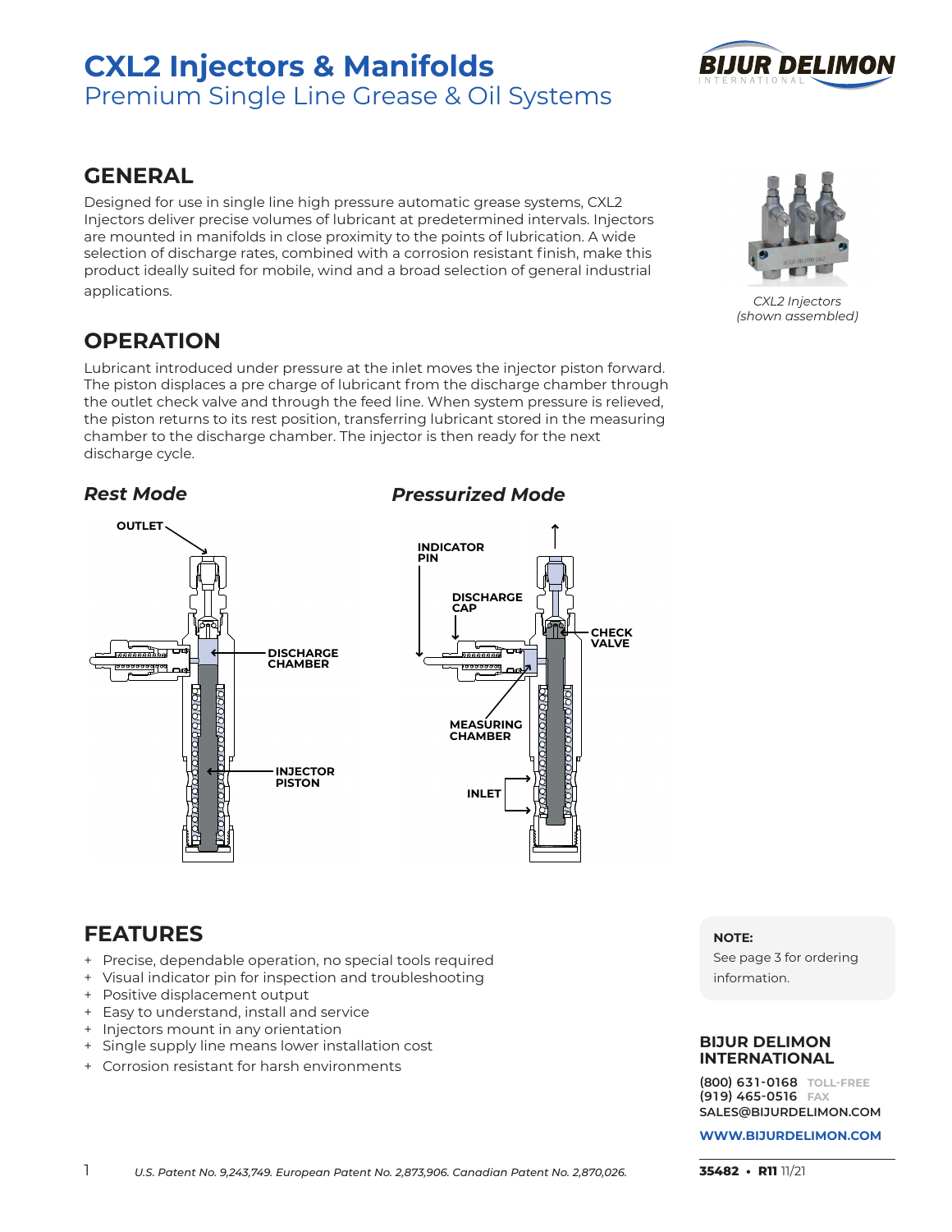# CXL2 Injectors & Manifolds

Premium Single Line Grease & Oil Systems

## GENERAL

Designed for use in single line high pressure automatic grease systems, CXL2 Injectors deliver precise volumes of lubricant at predetermined intervals. Injectors are mounted in manifolds in close proximity to the points of lubrication. A wide selection of discharge rates, combined with a corrosion resistant finish, make this product ideally suited for mobile, wind and a broad selection of general industrial applications.

*CXL2 Injectors (shown assembled)*

## OPERATION

Lubricant introduced under pressure at the inlet moves the injector piston forward. The piston displaces a pre charge of lubricant from the discharge chamber through the outlet check valve and through the feed line. When system pressure is relieved, the piston returns to its rest position, transferring lubricant stored in the measuring chamber to the discharge chamber. The injector is then ready for the next discharge cycle.

### *Rest Mode*

OUTLET

DISCHARGE CHAMBER

INJECTOR PISTON

### *Pressurized Mode*

INDICATOR PIN

DISCHARGE CAP

CHECK VALVE

MEASURING CHAMBER

INLET

## FEATURES

- Precise, dependable operation, no special tools required
- Visual indicator pin for inspection and troubleshooting
- Positive displacement output
- Easy to understand, install and service
- Injectors mount in any orientation
- Single supply line means lower installation cost
- Corrosion resistant for harsh environments

**NOTE:**
See page 3 for ordering information.

**BIJUR DELIMON INTERNATIONAL**

**(800) 631-0168** TOLL-FREE
**(919) 465-0516** FAX
SALES@BIJURDELIMON.COM

**WWW.BIJURDELIMON.COM**

*U.S. Patent No. 9,243,749. European Patent No. 2,873,906. Canadian Patent No. 2,870,026.*

**35482 • R11** 11/21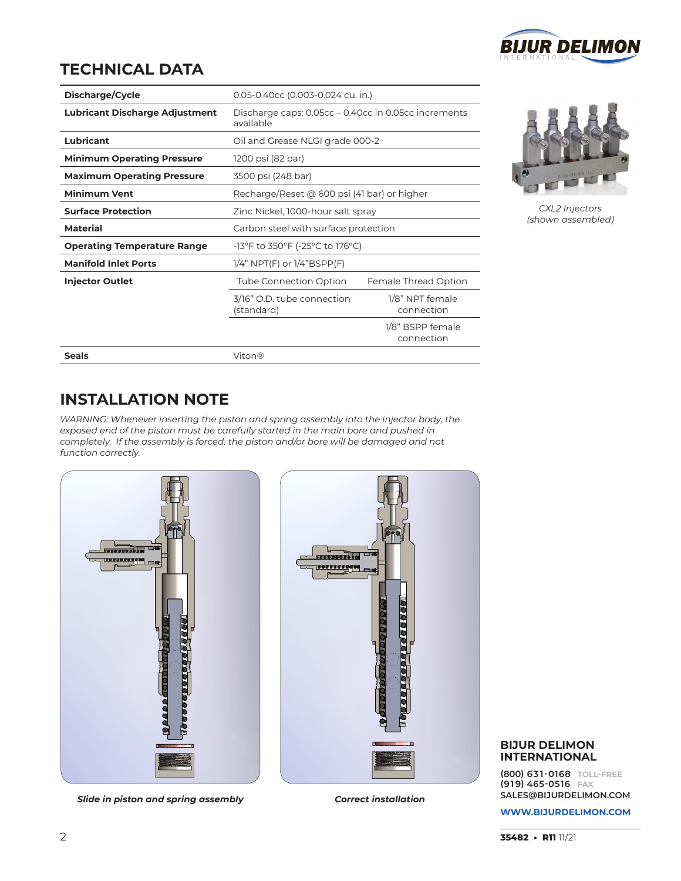## TECHNICAL DATA

| | | |
|---|---|---|
| **Discharge/Cycle** | 0.05-0.40cc (0.003-0.024 cu. in.) | |
| **Lubricant Discharge Adjustment** | Discharge caps: 0.05cc – 0.40cc in 0.05cc increments available | |
| **Lubricant** | Oil and Grease NLGI grade 000-2 | |
| **Minimum Operating Pressure** | 1200 psi (82 bar) | |
| **Maximum Operating Pressure** | 3500 psi (248 bar) | |
| **Minimum Vent** | Recharge/Reset @ 600 psi (41 bar) or higher | |
| **Surface Protection** | Zinc Nickel, 1000-hour salt spray | |
| **Material** | Carbon steel with surface protection | |
| **Operating Temperature Range** | -13°F to 350°F (-25°C to 176°C) | |
| **Manifold Inlet Ports** | 1/4" NPT(F) or 1/4"BSPP(F) | |
| **Injector Outlet** | Tube Connection Option | Female Thread Option |
| | 3/16" O.D. tube connection (standard) | 1/8" NPT female connection |
| | | 1/8" BSPP female connection |
| **Seals** | Viton® | |

*CXL2 Injectors (shown assembled)*

## INSTALLATION NOTE

*WARNING: Whenever inserting the piston and spring assembly into the injector body, the exposed end of the piston must be carefully started in the main bore and pushed in completely. If the assembly is forced, the piston and/or bore will be damaged and not function correctly.*

***Slide in piston and spring assembly***

***Correct installation***

**BIJUR DELIMON INTERNATIONAL**

**(800) 631-0168** TOLL-FREE
**(919) 465-0516** FAX
**SALES@BIJURDELIMON.COM**

**WWW.BIJURDELIMON.COM**

**35482 • R11** 11/21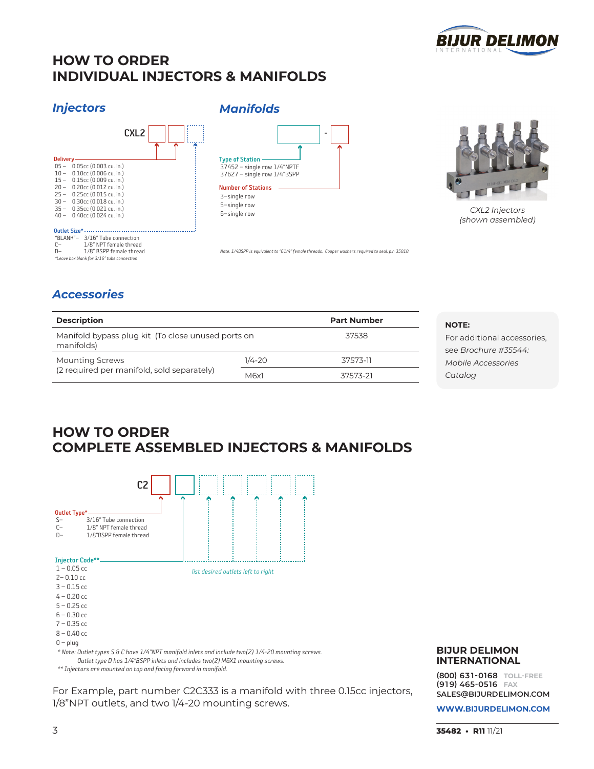# HOW TO ORDER
# INDIVIDUAL INJECTORS & MANIFOLDS

## *Injectors*

CXL2 [ ] [ ] [ ]

**Delivery**
- 05 – 0.05cc (0.003 cu. in.)
- 10 – 0.10cc (0.006 cu. in.)
- 15 – 0.15cc (0.009 cu. in.)
- 20 – 0.20cc (0.012 cu. in.)
- 25 – 0.25cc (0.015 cu. in.)
- 30 – 0.30cc (0.018 cu. in.)
- 35 – 0.35cc (0.021 cu. in.)
- 40 – 0.40cc (0.024 cu. in.)

**Outlet Size***
- "BLANK"– 3/16" Tube connection
- C– 1/8" NPT female thread
- D– 1/8" BSPP female thread

*Leave box blank for 3/16" tube connection*

## *Manifolds*

[ ] - [ ]

**Type of Station**
- 37452 – single row 1/4"NPTF
- 37627 – single row 1/4"BSPP

**Number of Stations**
- 3–single row
- 5–single row
- 6–single row

*Note: 1/4BSPP is equivalent to "G1/4" female threads. Copper washers required to seal, p.n.35010.*

*CXL2 Injectors (shown assembled)*

## *Accessories*

| Description | | Part Number |
|---|---|---|
| Manifold bypass plug kit (To close unused ports on manifolds) | | 37538 |
| Mounting Screws (2 required per manifold, sold separately) | 1/4-20 | 37573-11 |
| | M6x1 | 37573-21 |

**NOTE:**
For additional accessories, see *Brochure #35544: Mobile Accessories Catalog*

# HOW TO ORDER
# COMPLETE ASSEMBLED INJECTORS & MANIFOLDS

C2 [ ] [ ] [ ] [ ] [ ] [ ] [ ]

**Outlet Type***
- S– 3/16" Tube connection
- C– 1/8" NPT female thread
- D– 1/8"BSPP female thread

**Injector Code****
- 1 – 0.05 cc
- 2– 0.10 cc
- 3 – 0.15 cc
- 4 – 0.20 cc
- 5 – 0.25 cc
- 6 – 0.30 cc
- 7 – 0.35 cc
- 8 – 0.40 cc
- 0 – plug

*list desired outlets left to right*

*\* Note: Outlet types S & C have 1/4"NPT manifold inlets and include two(2) 1/4-20 mounting screws. Outlet type D has 1/4"BSPP inlets and includes two(2) M6X1 mounting screws.*

*\*\* Injectors are mounted on top and facing forward in manifold.*

For Example, part number C2C333 is a manifold with three 0.15cc injectors, 1/8"NPT outlets, and two 1/4-20 mounting screws.

**BIJUR DELIMON INTERNATIONAL**

**(800) 631-0168** TOLL-FREE
**(919) 465-0516** FAX
**SALES@BIJURDELIMON.COM**

**WWW.BIJURDELIMON.COM**

**35482 • R11** 11/21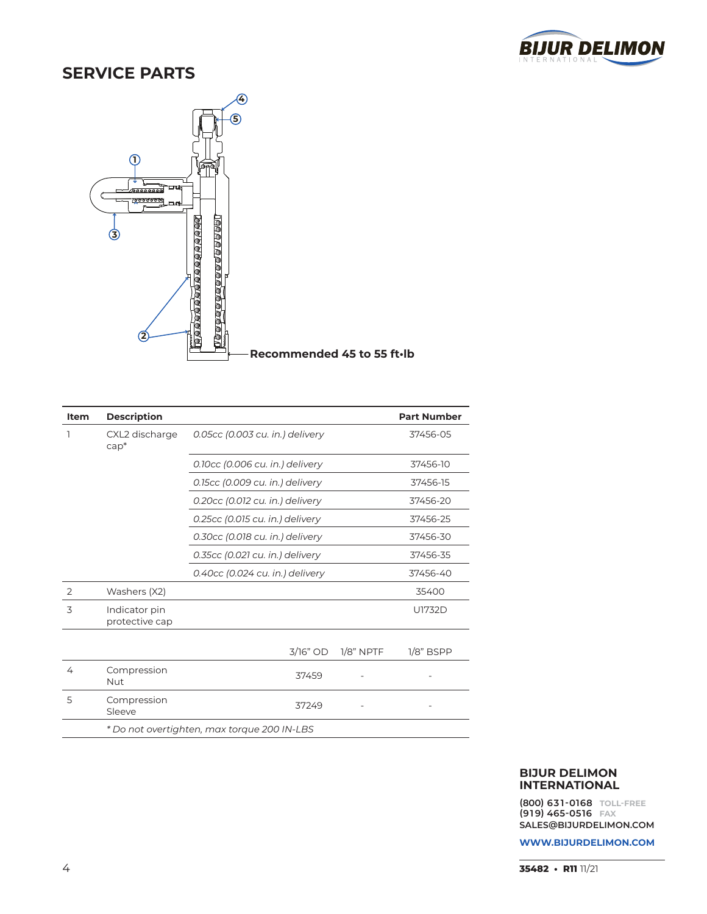## SERVICE PARTS

Recommended 45 to 55 ft•lb

| Item | Description | | | Part Number |
|---|---|---|---|---|
| 1 | CXL2 discharge cap* | *0.05cc (0.003 cu. in.) delivery* | | 37456-05 |
| | | *0.10cc (0.006 cu. in.) delivery* | | 37456-10 |
| | | *0.15cc (0.009 cu. in.) delivery* | | 37456-15 |
| | | *0.20cc (0.012 cu. in.) delivery* | | 37456-20 |
| | | *0.25cc (0.015 cu. in.) delivery* | | 37456-25 |
| | | *0.30cc (0.018 cu. in.) delivery* | | 37456-30 |
| | | *0.35cc (0.021 cu. in.) delivery* | | 37456-35 |
| | | *0.40cc (0.024 cu. in.) delivery* | | 37456-40 |
| 2 | Washers (X2) | | | 35400 |
| 3 | Indicator pin protective cap | | | U1732D |
| | | 3/16" OD | 1/8" NPTF | 1/8" BSPP |
| 4 | Compression Nut | 37459 | - | - |
| 5 | Compression Sleeve | 37249 | - | - |
| | *\* Do not overtighten, max torque 200 IN-LBS* | | | |

**BIJUR DELIMON INTERNATIONAL**

**(800) 631-0168** TOLL-FREE
**(919) 465-0516** FAX
**SALES@BIJURDELIMON.COM**

**WWW.BIJURDELIMON.COM**

**35482 • R11** 11/21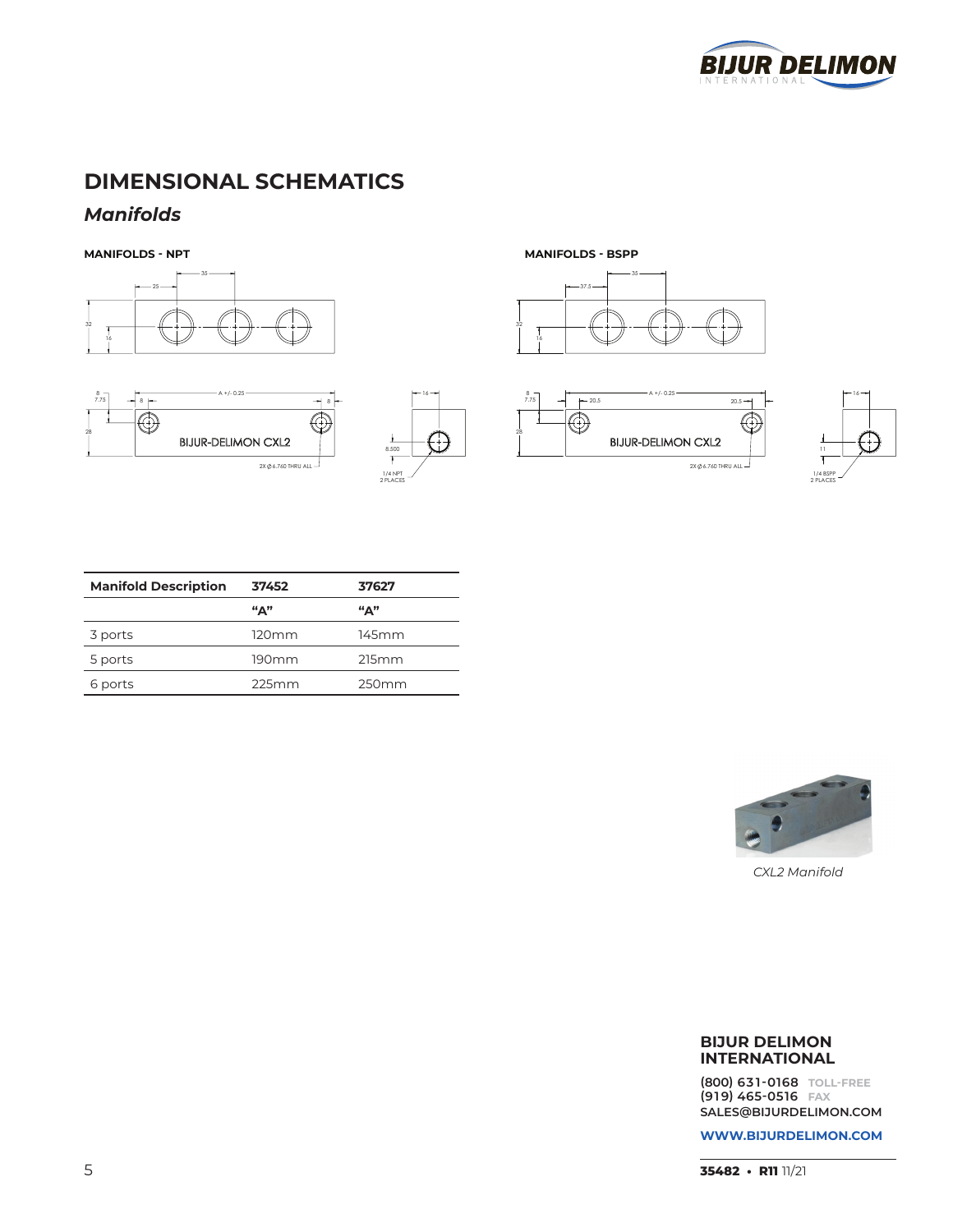# DIMENSIONAL SCHEMATICS

## *Manifolds*

**MANIFOLDS - NPT**

**MANIFOLDS - BSPP**

| Manifold Description | 37452 | 37627 |
|---|---|---|
| | "A" | "A" |
| 3 ports | 120mm | 145mm |
| 5 ports | 190mm | 215mm |
| 6 ports | 225mm | 250mm |

*CXL2 Manifold*

**BIJUR DELIMON INTERNATIONAL**

**(800) 631-0168** TOLL-FREE
**(919) 465-0516** FAX
**SALES@BIJURDELIMON.COM**

**WWW.BIJURDELIMON.COM**

**35482 • R11** 11/21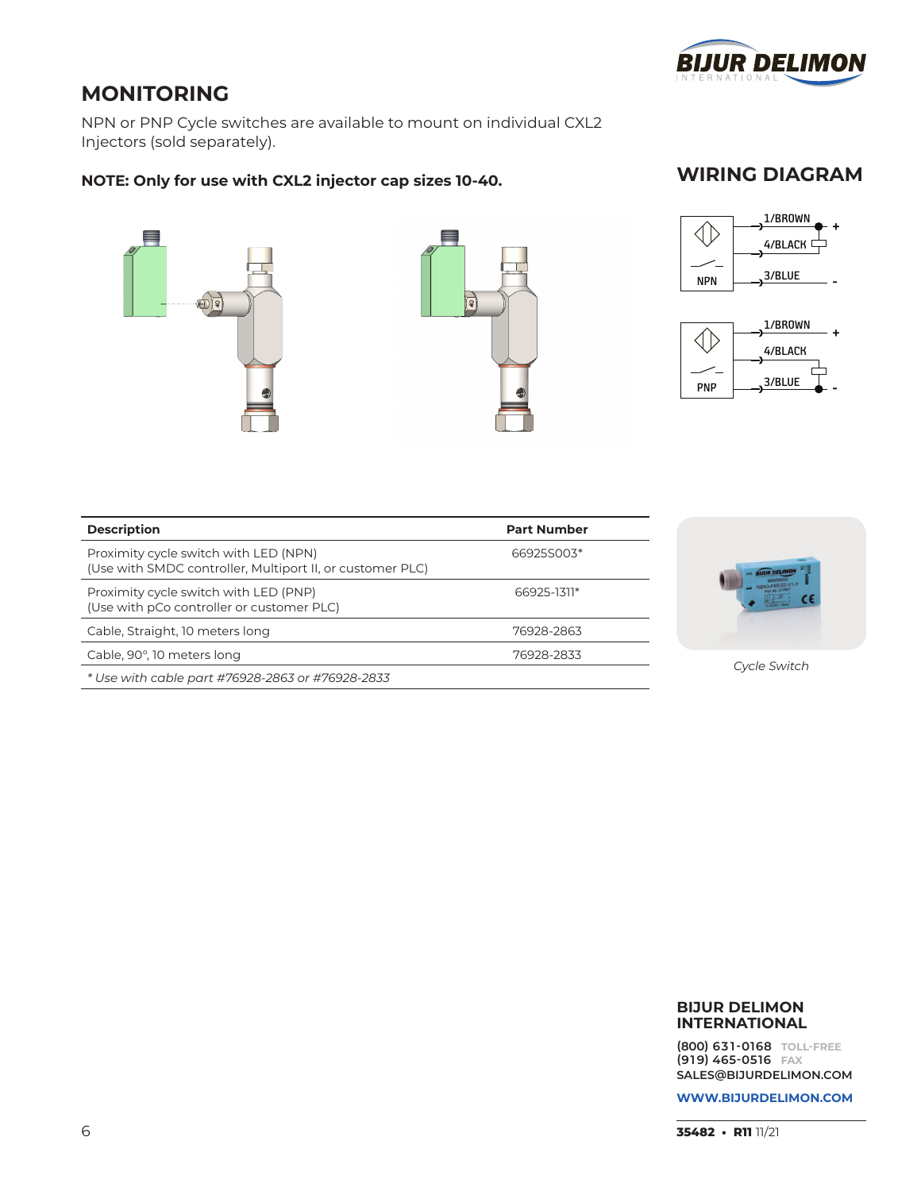## MONITORING

NPN or PNP Cycle switches are available to mount on individual CXL2 Injectors (sold separately).

**NOTE: Only for use with CXL2 injector cap sizes 10-40.**

## WIRING DIAGRAM

NPN: 1/BROWN +, 4/BLACK, 3/BLUE -

PNP: 1/BROWN +, 4/BLACK, 3/BLUE -

| Description | Part Number |
|---|---|
| Proximity cycle switch with LED (NPN)<br>(Use with SMDC controller, Multiport II, or customer PLC) | 66925S003* |
| Proximity cycle switch with LED (PNP)<br>(Use with pCo controller or customer PLC) | 66925-1311* |
| Cable, Straight, 10 meters long | 76928-2863 |
| Cable, 90°, 10 meters long | 76928-2833 |
| *\* Use with cable part #76928-2863 or #76928-2833* | |

*Cycle Switch*

**BIJUR DELIMON INTERNATIONAL**

**(800) 631-0168** TOLL-FREE
**(919) 465-0516** FAX
SALES@BIJURDELIMON.COM

**WWW.BIJURDELIMON.COM**

**35482 • R11** 11/21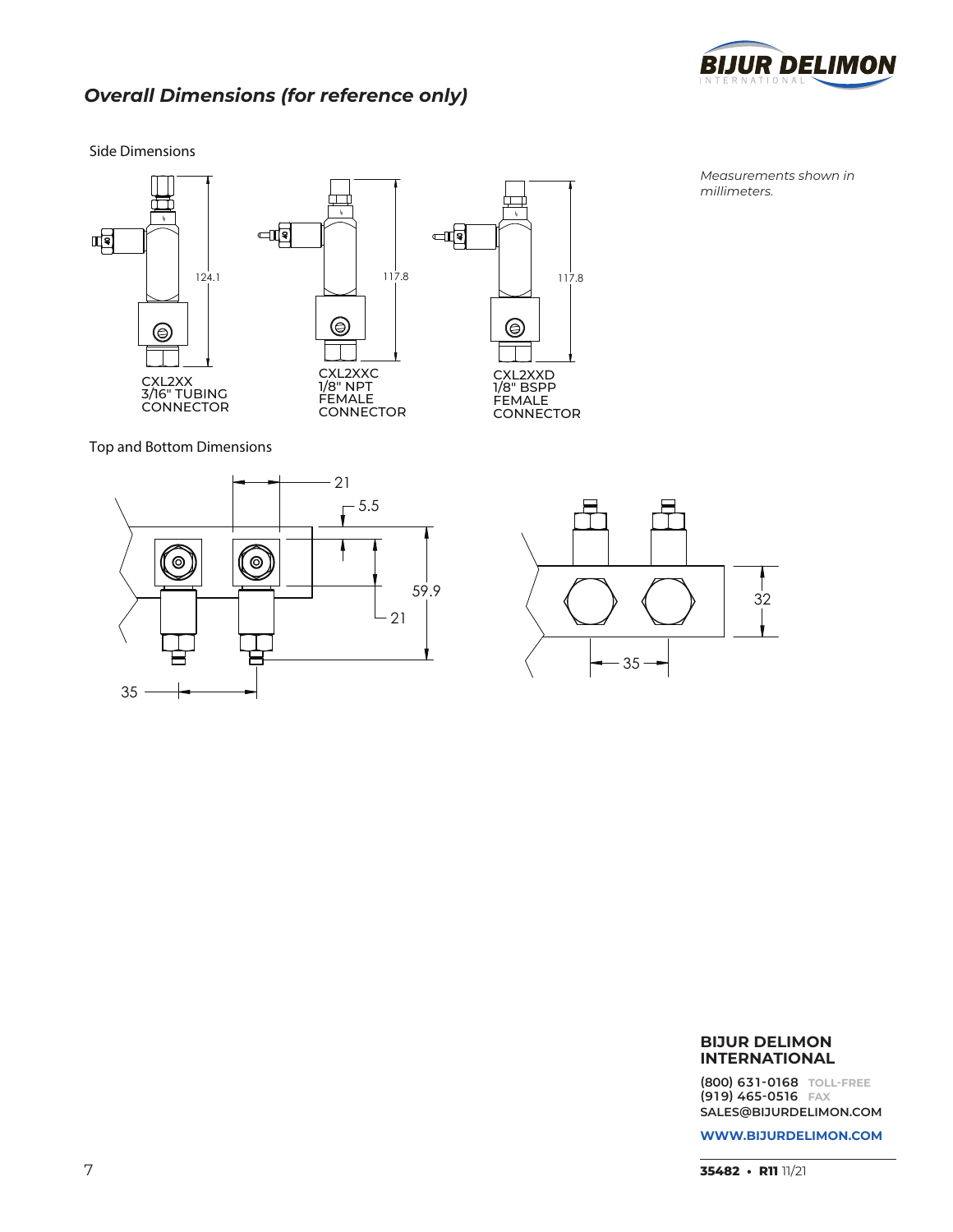## *Overall Dimensions (for reference only)*

*Measurements shown in millimeters.*

Side Dimensions

124.1

CXL2XX
3/16" TUBING
CONNECTOR

117.8

CXL2XXC
1/8" NPT
FEMALE
CONNECTOR

117.8

CXL2XXD
1/8" BSPP
FEMALE
CONNECTOR

Top and Bottom Dimensions

21

5.5

59.9

21

35

32

35

**BIJUR DELIMON INTERNATIONAL**

**(800) 631-0168** TOLL-FREE
**(919) 465-0516** FAX
SALES@BIJURDELIMON.COM

**WWW.BIJURDELIMON.COM**

**35482 • R11** 11/21